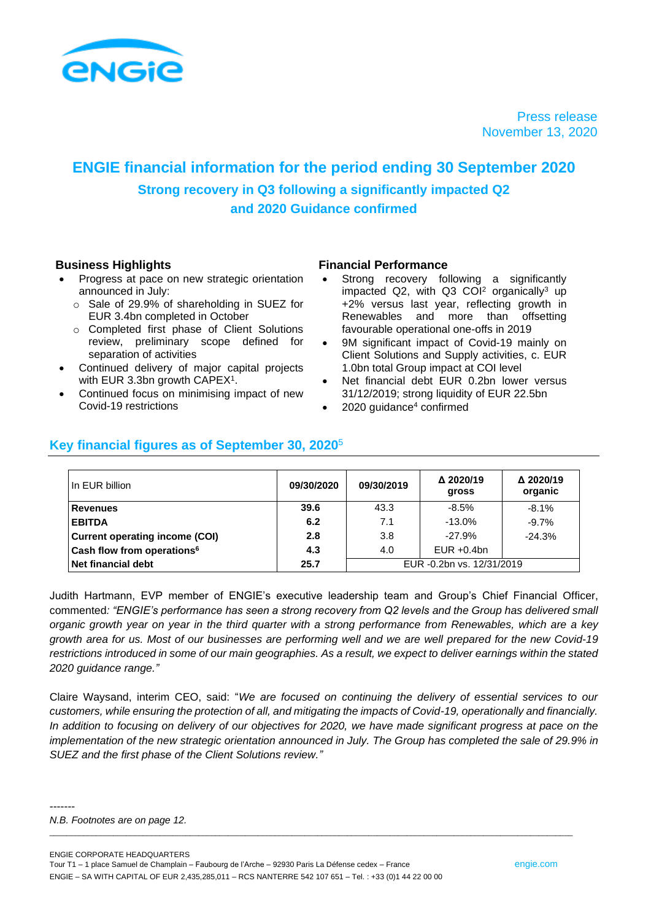Press release
November 13, 2020

# ENGIE financial information for the period ending 30 September 2020

## Strong recovery in Q3 following a significantly impacted Q2 and 2020 Guidance confirmed

### Business Highlights

- Progress at pace on new strategic orientation announced in July:
  - Sale of 29.9% of shareholding in SUEZ for EUR 3.4bn completed in October
  - Completed first phase of Client Solutions review, preliminary scope defined for separation of activities
- Continued delivery of major capital projects with EUR 3.3bn growth CAPEX[1].
- Continued focus on minimising impact of new Covid-19 restrictions

### Financial Performance

- Strong recovery following a significantly impacted Q2, with Q3 COI[2] organically[3] up +2% versus last year, reflecting growth in Renewables and more than offsetting favourable operational one-offs in 2019
- 9M significant impact of Covid-19 mainly on Client Solutions and Supply activities, c. EUR 1.0bn total Group impact at COI level
- Net financial debt EUR 0.2bn lower versus 31/12/2019; strong liquidity of EUR 22.5bn
- 2020 guidance[4] confirmed

## Key financial figures as of September 30, 2020[5]

| In EUR billion | 09/30/2020 | 09/30/2019 | Δ 2020/19 gross | Δ 2020/19 organic |
|---|---|---|---|---|
| **Revenues** | **39.6** | 43.3 | -8.5% | -8.1% |
| **EBITDA** | **6.2** | 7.1 | -13.0% | -9.7% |
| **Current operating income (COI)** | **2.8** | 3.8 | -27.9% | -24.3% |
| **Cash flow from operations[6]** | **4.3** | 4.0 | EUR +0.4bn | |
| **Net financial debt** | **25.7** | EUR -0.2bn vs. 12/31/2019 | | |

Judith Hartmann, EVP member of ENGIE's executive leadership team and Group's Chief Financial Officer, commented: *"ENGIE's performance has seen a strong recovery from Q2 levels and the Group has delivered small organic growth year on year in the third quarter with a strong performance from Renewables, which are a key growth area for us. Most of our businesses are performing well and we are well prepared for the new Covid-19 restrictions introduced in some of our main geographies. As a result, we expect to deliver earnings within the stated 2020 guidance range."*

Claire Waysand, interim CEO, said: "*We are focused on continuing the delivery of essential services to our customers, while ensuring the protection of all, and mitigating the impacts of Covid-19, operationally and financially. In addition to focusing on delivery of our objectives for 2020, we have made significant progress at pace on the implementation of the new strategic orientation announced in July. The Group has completed the sale of 29.9% in SUEZ and the first phase of the Client Solutions review.*"

-------

*N.B. Footnotes are on page 12.*

ENGIE CORPORATE HEADQUARTERS
Tour T1 – 1 place Samuel de Champlain – Faubourg de l'Arche – 92930 Paris La Défense cedex – France
ENGIE – SA WITH CAPITAL OF EUR 2,435,285,011 – RCS NANTERRE 542 107 651 – Tel. : +33 (0)1 44 22 00 00
engie.com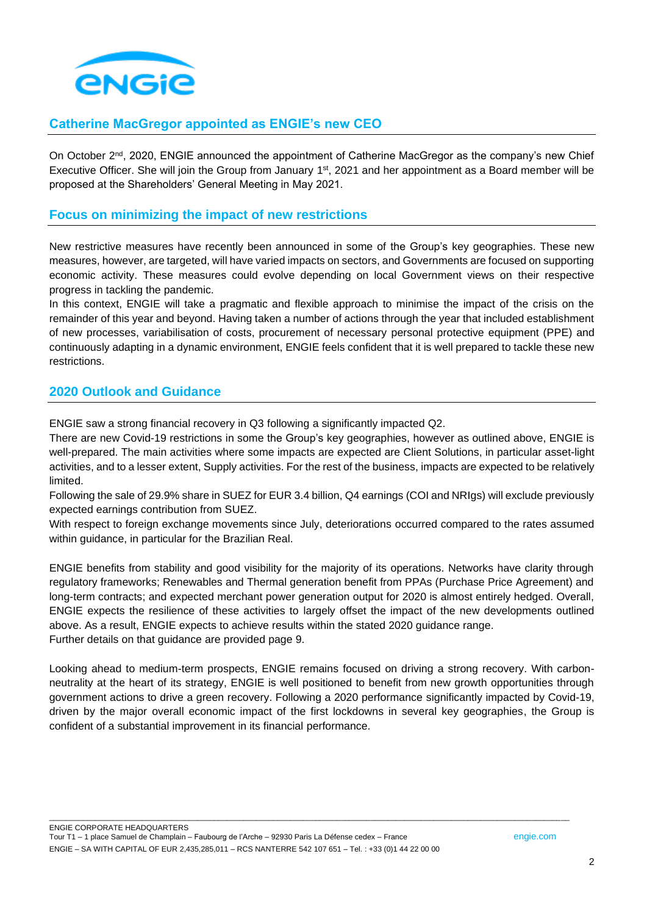## Catherine MacGregor appointed as ENGIE's new CEO

On October 2nd, 2020, ENGIE announced the appointment of Catherine MacGregor as the company's new Chief Executive Officer. She will join the Group from January 1st, 2021 and her appointment as a Board member will be proposed at the Shareholders' General Meeting in May 2021.

## Focus on minimizing the impact of new restrictions

New restrictive measures have recently been announced in some of the Group's key geographies. These new measures, however, are targeted, will have varied impacts on sectors, and Governments are focused on supporting economic activity. These measures could evolve depending on local Government views on their respective progress in tackling the pandemic.

In this context, ENGIE will take a pragmatic and flexible approach to minimise the impact of the crisis on the remainder of this year and beyond. Having taken a number of actions through the year that included establishment of new processes, variabilisation of costs, procurement of necessary personal protective equipment (PPE) and continuously adapting in a dynamic environment, ENGIE feels confident that it is well prepared to tackle these new restrictions.

## 2020 Outlook and Guidance

ENGIE saw a strong financial recovery in Q3 following a significantly impacted Q2.

There are new Covid-19 restrictions in some the Group's key geographies, however as outlined above, ENGIE is well-prepared. The main activities where some impacts are expected are Client Solutions, in particular asset-light activities, and to a lesser extent, Supply activities. For the rest of the business, impacts are expected to be relatively limited.

Following the sale of 29.9% share in SUEZ for EUR 3.4 billion, Q4 earnings (COI and NRIgs) will exclude previously expected earnings contribution from SUEZ.

With respect to foreign exchange movements since July, deteriorations occurred compared to the rates assumed within guidance, in particular for the Brazilian Real.

ENGIE benefits from stability and good visibility for the majority of its operations. Networks have clarity through regulatory frameworks; Renewables and Thermal generation benefit from PPAs (Purchase Price Agreement) and long-term contracts; and expected merchant power generation output for 2020 is almost entirely hedged. Overall, ENGIE expects the resilience of these activities to largely offset the impact of the new developments outlined above. As a result, ENGIE expects to achieve results within the stated 2020 guidance range.
Further details on that guidance are provided page 9.

Looking ahead to medium-term prospects, ENGIE remains focused on driving a strong recovery. With carbon-neutrality at the heart of its strategy, ENGIE is well positioned to benefit from new growth opportunities through government actions to drive a green recovery. Following a 2020 performance significantly impacted by Covid-19, driven by the major overall economic impact of the first lockdowns in several key geographies, the Group is confident of a substantial improvement in its financial performance.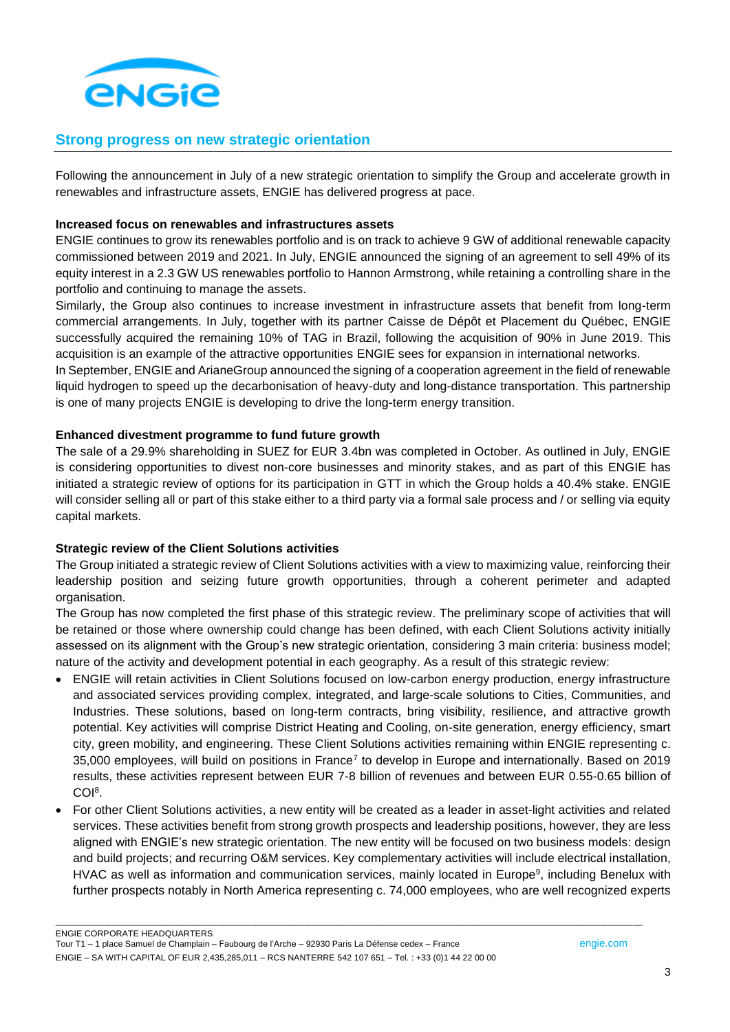## Strong progress on new strategic orientation

Following the announcement in July of a new strategic orientation to simplify the Group and accelerate growth in renewables and infrastructure assets, ENGIE has delivered progress at pace.

**Increased focus on renewables and infrastructures assets**

ENGIE continues to grow its renewables portfolio and is on track to achieve 9 GW of additional renewable capacity commissioned between 2019 and 2021. In July, ENGIE announced the signing of an agreement to sell 49% of its equity interest in a 2.3 GW US renewables portfolio to Hannon Armstrong, while retaining a controlling share in the portfolio and continuing to manage the assets.

Similarly, the Group also continues to increase investment in infrastructure assets that benefit from long-term commercial arrangements. In July, together with its partner Caisse de Dépôt et Placement du Québec, ENGIE successfully acquired the remaining 10% of TAG in Brazil, following the acquisition of 90% in June 2019. This acquisition is an example of the attractive opportunities ENGIE sees for expansion in international networks.

In September, ENGIE and ArianeGroup announced the signing of a cooperation agreement in the field of renewable liquid hydrogen to speed up the decarbonisation of heavy-duty and long-distance transportation. This partnership is one of many projects ENGIE is developing to drive the long-term energy transition.

**Enhanced divestment programme to fund future growth**

The sale of a 29.9% shareholding in SUEZ for EUR 3.4bn was completed in October. As outlined in July, ENGIE is considering opportunities to divest non-core businesses and minority stakes, and as part of this ENGIE has initiated a strategic review of options for its participation in GTT in which the Group holds a 40.4% stake. ENGIE will consider selling all or part of this stake either to a third party via a formal sale process and / or selling via equity capital markets.

**Strategic review of the Client Solutions activities**

The Group initiated a strategic review of Client Solutions activities with a view to maximizing value, reinforcing their leadership position and seizing future growth opportunities, through a coherent perimeter and adapted organisation.

The Group has now completed the first phase of this strategic review. The preliminary scope of activities that will be retained or those where ownership could change has been defined, with each Client Solutions activity initially assessed on its alignment with the Group's new strategic orientation, considering 3 main criteria: business model; nature of the activity and development potential in each geography. As a result of this strategic review:

- ENGIE will retain activities in Client Solutions focused on low-carbon energy production, energy infrastructure and associated services providing complex, integrated, and large-scale solutions to Cities, Communities, and Industries. These solutions, based on long-term contracts, bring visibility, resilience, and attractive growth potential. Key activities will comprise District Heating and Cooling, on-site generation, energy efficiency, smart city, green mobility, and engineering. These Client Solutions activities remaining within ENGIE representing c. 35,000 employees, will build on positions in France[7] to develop in Europe and internationally. Based on 2019 results, these activities represent between EUR 7-8 billion of revenues and between EUR 0.55-0.65 billion of COI[8].
- For other Client Solutions activities, a new entity will be created as a leader in asset-light activities and related services. These activities benefit from strong growth prospects and leadership positions, however, they are less aligned with ENGIE's new strategic orientation. The new entity will be focused on two business models: design and build projects; and recurring O&M services. Key complementary activities will include electrical installation, HVAC as well as information and communication services, mainly located in Europe[9], including Benelux with further prospects notably in North America representing c. 74,000 employees, who are well recognized experts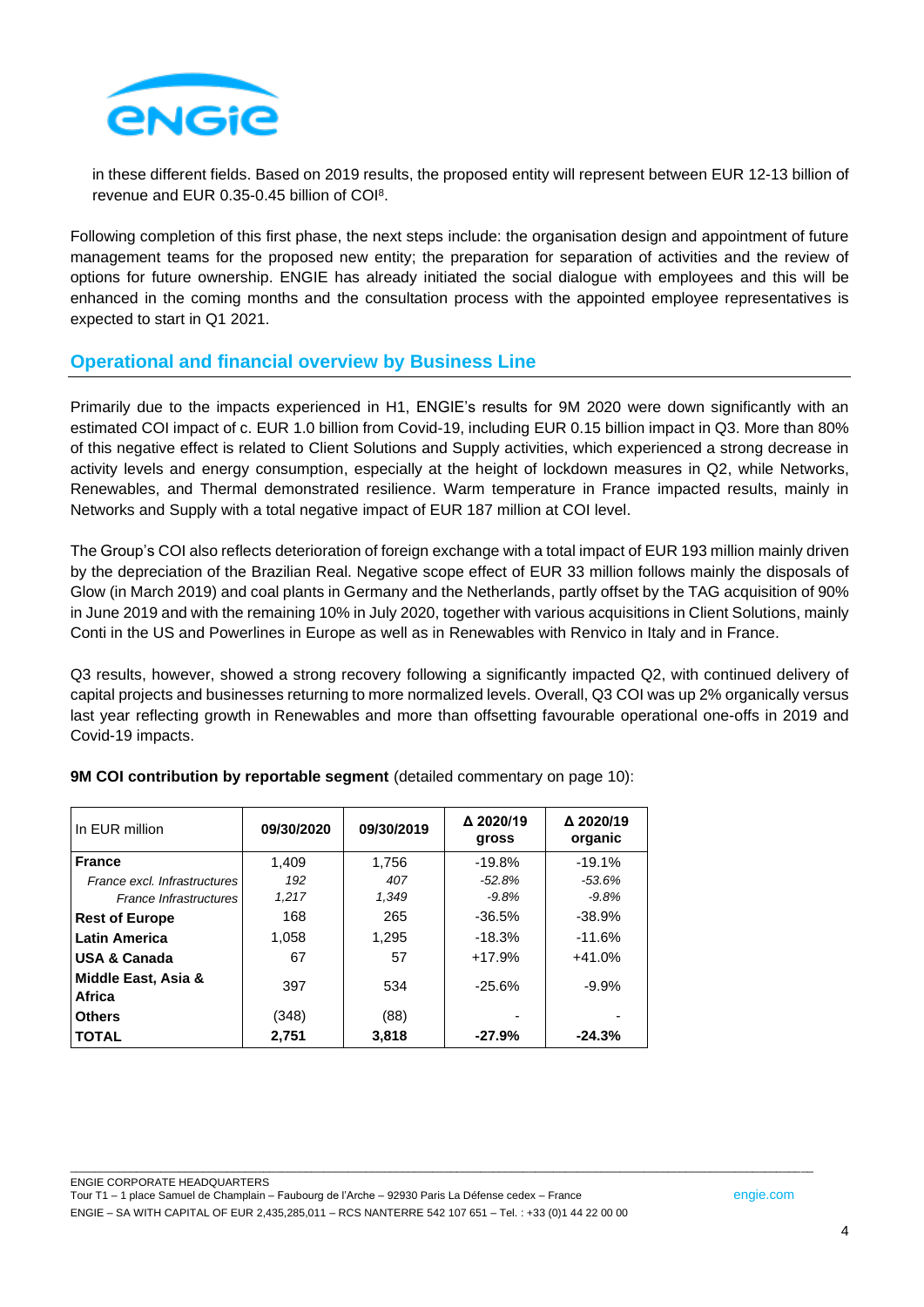in these different fields. Based on 2019 results, the proposed entity will represent between EUR 12-13 billion of revenue and EUR 0.35-0.45 billion of COI[8].

Following completion of this first phase, the next steps include: the organisation design and appointment of future management teams for the proposed new entity; the preparation for separation of activities and the review of options for future ownership. ENGIE has already initiated the social dialogue with employees and this will be enhanced in the coming months and the consultation process with the appointed employee representatives is expected to start in Q1 2021.

## Operational and financial overview by Business Line

Primarily due to the impacts experienced in H1, ENGIE's results for 9M 2020 were down significantly with an estimated COI impact of c. EUR 1.0 billion from Covid-19, including EUR 0.15 billion impact in Q3. More than 80% of this negative effect is related to Client Solutions and Supply activities, which experienced a strong decrease in activity levels and energy consumption, especially at the height of lockdown measures in Q2, while Networks, Renewables, and Thermal demonstrated resilience. Warm temperature in France impacted results, mainly in Networks and Supply with a total negative impact of EUR 187 million at COI level.

The Group's COI also reflects deterioration of foreign exchange with a total impact of EUR 193 million mainly driven by the depreciation of the Brazilian Real. Negative scope effect of EUR 33 million follows mainly the disposals of Glow (in March 2019) and coal plants in Germany and the Netherlands, partly offset by the TAG acquisition of 90% in June 2019 and with the remaining 10% in July 2020, together with various acquisitions in Client Solutions, mainly Conti in the US and Powerlines in Europe as well as in Renewables with Renvico in Italy and in France.

Q3 results, however, showed a strong recovery following a significantly impacted Q2, with continued delivery of capital projects and businesses returning to more normalized levels. Overall, Q3 COI was up 2% organically versus last year reflecting growth in Renewables and more than offsetting favourable operational one-offs in 2019 and Covid-19 impacts.

**9M COI contribution by reportable segment** (detailed commentary on page 10):

| In EUR million | 09/30/2020 | 09/30/2019 | Δ 2020/19 gross | Δ 2020/19 organic |
|---|---|---|---|---|
| **France** | 1,409 | 1,756 | -19.8% | -19.1% |
| *France excl. Infrastructures* | *192* | *407* | *-52.8%* | *-53.6%* |
| *France Infrastructures* | *1,217* | *1,349* | *-9.8%* | *-9.8%* |
| **Rest of Europe** | 168 | 265 | -36.5% | -38.9% |
| **Latin America** | 1,058 | 1,295 | -18.3% | -11.6% |
| **USA & Canada** | 67 | 57 | +17.9% | +41.0% |
| **Middle East, Asia & Africa** | 397 | 534 | -25.6% | -9.9% |
| **Others** | (348) | (88) | - | - |
| **TOTAL** | **2,751** | **3,818** | **-27.9%** | **-24.3%** |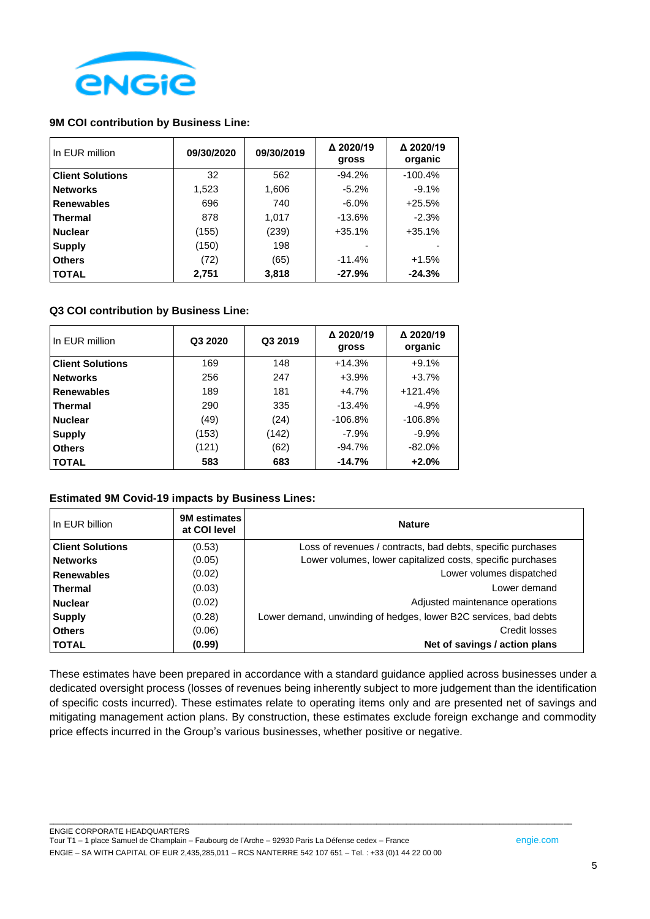**9M COI contribution by Business Line:**

| In EUR million | 09/30/2020 | 09/30/2019 | Δ 2020/19 gross | Δ 2020/19 organic |
|---|---|---|---|---|
| **Client Solutions** | 32 | 562 | -94.2% | -100.4% |
| **Networks** | 1,523 | 1,606 | -5.2% | -9.1% |
| **Renewables** | 696 | 740 | -6.0% | +25.5% |
| **Thermal** | 878 | 1,017 | -13.6% | -2.3% |
| **Nuclear** | (155) | (239) | +35.1% | +35.1% |
| **Supply** | (150) | 198 | - | - |
| **Others** | (72) | (65) | -11.4% | +1.5% |
| **TOTAL** | **2,751** | **3,818** | **-27.9%** | **-24.3%** |

**Q3 COI contribution by Business Line:**

| In EUR million | Q3 2020 | Q3 2019 | Δ 2020/19 gross | Δ 2020/19 organic |
|---|---|---|---|---|
| **Client Solutions** | 169 | 148 | +14.3% | +9.1% |
| **Networks** | 256 | 247 | +3.9% | +3.7% |
| **Renewables** | 189 | 181 | +4.7% | +121.4% |
| **Thermal** | 290 | 335 | -13.4% | -4.9% |
| **Nuclear** | (49) | (24) | -106.8% | -106.8% |
| **Supply** | (153) | (142) | -7.9% | -9.9% |
| **Others** | (121) | (62) | -94.7% | -82.0% |
| **TOTAL** | **583** | **683** | **-14.7%** | **+2.0%** |

**Estimated 9M Covid-19 impacts by Business Lines:**

| In EUR billion | 9M estimates at COI level | Nature |
|---|---|---|
| **Client Solutions** | (0.53) | Loss of revenues / contracts, bad debts, specific purchases |
| **Networks** | (0.05) | Lower volumes, lower capitalized costs, specific purchases |
| **Renewables** | (0.02) | Lower volumes dispatched |
| **Thermal** | (0.03) | Lower demand |
| **Nuclear** | (0.02) | Adjusted maintenance operations |
| **Supply** | (0.28) | Lower demand, unwinding of hedges, lower B2C services, bad debts |
| **Others** | (0.06) | Credit losses |
| **TOTAL** | **(0.99)** | **Net of savings / action plans** |

These estimates have been prepared in accordance with a standard guidance applied across businesses under a dedicated oversight process (losses of revenues being inherently subject to more judgement than the identification of specific costs incurred). These estimates relate to operating items only and are presented net of savings and mitigating management action plans. By construction, these estimates exclude foreign exchange and commodity price effects incurred in the Group's various businesses, whether positive or negative.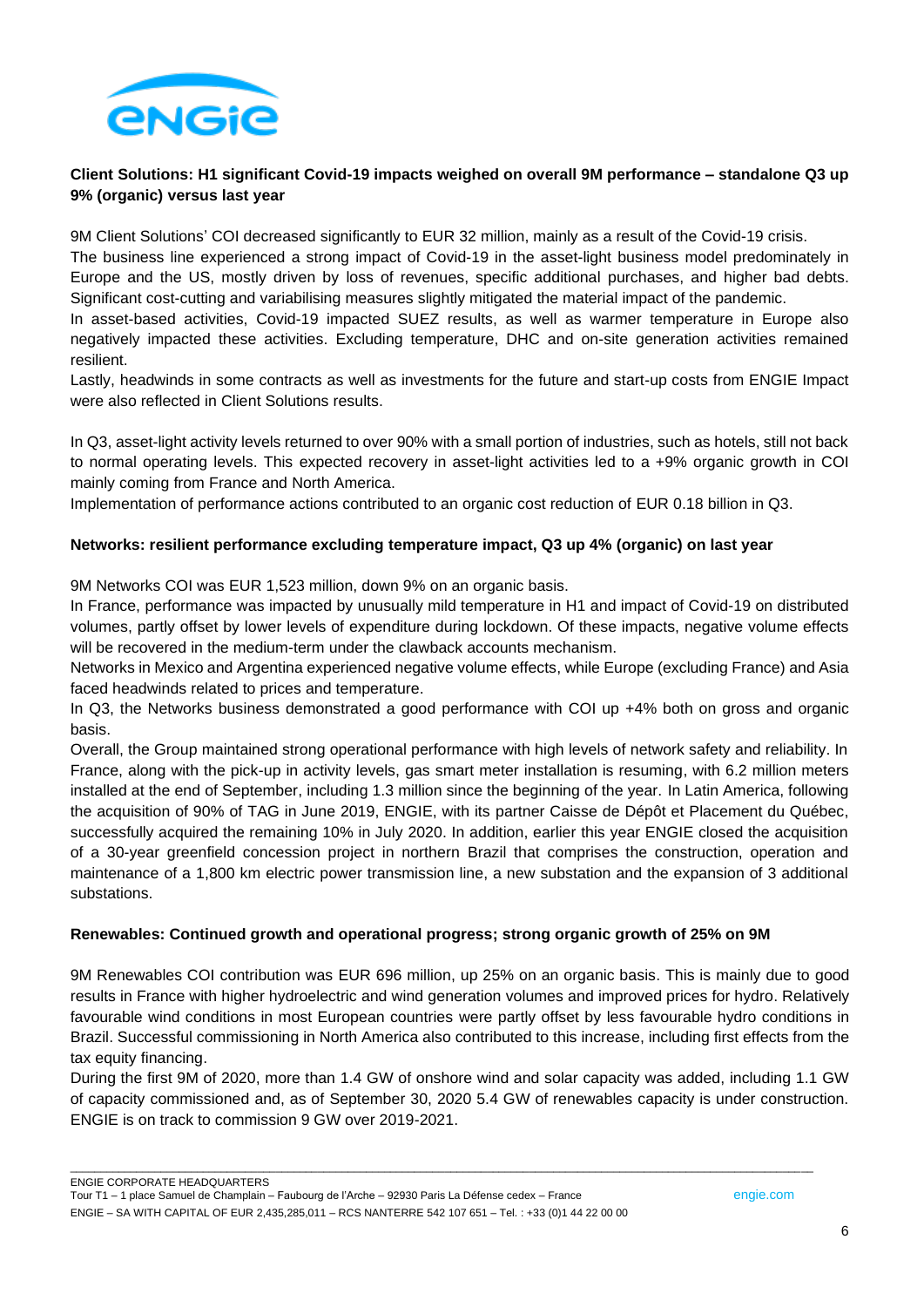**Client Solutions: H1 significant Covid-19 impacts weighed on overall 9M performance – standalone Q3 up 9% (organic) versus last year**

9M Client Solutions' COI decreased significantly to EUR 32 million, mainly as a result of the Covid-19 crisis.
The business line experienced a strong impact of Covid-19 in the asset-light business model predominately in Europe and the US, mostly driven by loss of revenues, specific additional purchases, and higher bad debts. Significant cost-cutting and variabilising measures slightly mitigated the material impact of the pandemic.
In asset-based activities, Covid-19 impacted SUEZ results, as well as warmer temperature in Europe also negatively impacted these activities. Excluding temperature, DHC and on-site generation activities remained resilient.
Lastly, headwinds in some contracts as well as investments for the future and start-up costs from ENGIE Impact were also reflected in Client Solutions results.

In Q3, asset-light activity levels returned to over 90% with a small portion of industries, such as hotels, still not back to normal operating levels. This expected recovery in asset-light activities led to a +9% organic growth in COI mainly coming from France and North America.
Implementation of performance actions contributed to an organic cost reduction of EUR 0.18 billion in Q3.

**Networks: resilient performance excluding temperature impact, Q3 up 4% (organic) on last year**

9M Networks COI was EUR 1,523 million, down 9% on an organic basis.
In France, performance was impacted by unusually mild temperature in H1 and impact of Covid-19 on distributed volumes, partly offset by lower levels of expenditure during lockdown. Of these impacts, negative volume effects will be recovered in the medium-term under the clawback accounts mechanism.
Networks in Mexico and Argentina experienced negative volume effects, while Europe (excluding France) and Asia faced headwinds related to prices and temperature.
In Q3, the Networks business demonstrated a good performance with COI up +4% both on gross and organic basis.
Overall, the Group maintained strong operational performance with high levels of network safety and reliability. In France, along with the pick-up in activity levels, gas smart meter installation is resuming, with 6.2 million meters installed at the end of September, including 1.3 million since the beginning of the year. In Latin America, following the acquisition of 90% of TAG in June 2019, ENGIE, with its partner Caisse de Dépôt et Placement du Québec, successfully acquired the remaining 10% in July 2020. In addition, earlier this year ENGIE closed the acquisition of a 30-year greenfield concession project in northern Brazil that comprises the construction, operation and maintenance of a 1,800 km electric power transmission line, a new substation and the expansion of 3 additional substations.

**Renewables: Continued growth and operational progress; strong organic growth of 25% on 9M**

9M Renewables COI contribution was EUR 696 million, up 25% on an organic basis. This is mainly due to good results in France with higher hydroelectric and wind generation volumes and improved prices for hydro. Relatively favourable wind conditions in most European countries were partly offset by less favourable hydro conditions in Brazil. Successful commissioning in North America also contributed to this increase, including first effects from the tax equity financing.
During the first 9M of 2020, more than 1.4 GW of onshore wind and solar capacity was added, including 1.1 GW of capacity commissioned and, as of September 30, 2020 5.4 GW of renewables capacity is under construction. ENGIE is on track to commission 9 GW over 2019-2021.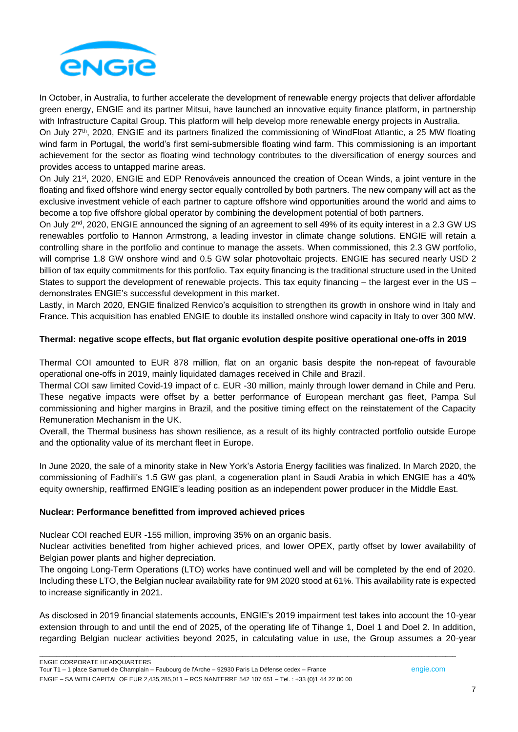In October, in Australia, to further accelerate the development of renewable energy projects that deliver affordable green energy, ENGIE and its partner Mitsui, have launched an innovative equity finance platform, in partnership with Infrastructure Capital Group. This platform will help develop more renewable energy projects in Australia.
On July 27th, 2020, ENGIE and its partners finalized the commissioning of WindFloat Atlantic, a 25 MW floating wind farm in Portugal, the world's first semi-submersible floating wind farm. This commissioning is an important achievement for the sector as floating wind technology contributes to the diversification of energy sources and provides access to untapped marine areas.
On July 21st, 2020, ENGIE and EDP Renováveis announced the creation of Ocean Winds, a joint venture in the floating and fixed offshore wind energy sector equally controlled by both partners. The new company will act as the exclusive investment vehicle of each partner to capture offshore wind opportunities around the world and aims to become a top five offshore global operator by combining the development potential of both partners.
On July 2nd, 2020, ENGIE announced the signing of an agreement to sell 49% of its equity interest in a 2.3 GW US renewables portfolio to Hannon Armstrong, a leading investor in climate change solutions. ENGIE will retain a controlling share in the portfolio and continue to manage the assets. When commissioned, this 2.3 GW portfolio, will comprise 1.8 GW onshore wind and 0.5 GW solar photovoltaic projects. ENGIE has secured nearly USD 2 billion of tax equity commitments for this portfolio. Tax equity financing is the traditional structure used in the United States to support the development of renewable projects. This tax equity financing – the largest ever in the US – demonstrates ENGIE's successful development in this market.
Lastly, in March 2020, ENGIE finalized Renvico's acquisition to strengthen its growth in onshore wind in Italy and France. This acquisition has enabled ENGIE to double its installed onshore wind capacity in Italy to over 300 MW.

**Thermal: negative scope effects, but flat organic evolution despite positive operational one-offs in 2019**

Thermal COI amounted to EUR 878 million, flat on an organic basis despite the non-repeat of favourable operational one-offs in 2019, mainly liquidated damages received in Chile and Brazil.
Thermal COI saw limited Covid-19 impact of c. EUR -30 million, mainly through lower demand in Chile and Peru. These negative impacts were offset by a better performance of European merchant gas fleet, Pampa Sul commissioning and higher margins in Brazil, and the positive timing effect on the reinstatement of the Capacity Remuneration Mechanism in the UK.
Overall, the Thermal business has shown resilience, as a result of its highly contracted portfolio outside Europe and the optionality value of its merchant fleet in Europe.

In June 2020, the sale of a minority stake in New York's Astoria Energy facilities was finalized. In March 2020, the commissioning of Fadhili's 1.5 GW gas plant, a cogeneration plant in Saudi Arabia in which ENGIE has a 40% equity ownership, reaffirmed ENGIE's leading position as an independent power producer in the Middle East.

**Nuclear: Performance benefitted from improved achieved prices**

Nuclear COI reached EUR -155 million, improving 35% on an organic basis.
Nuclear activities benefited from higher achieved prices, and lower OPEX, partly offset by lower availability of Belgian power plants and higher depreciation.
The ongoing Long-Term Operations (LTO) works have continued well and will be completed by the end of 2020. Including these LTO, the Belgian nuclear availability rate for 9M 2020 stood at 61%. This availability rate is expected to increase significantly in 2021.

As disclosed in 2019 financial statements accounts, ENGIE's 2019 impairment test takes into account the 10-year extension through to and until the end of 2025, of the operating life of Tihange 1, Doel 1 and Doel 2. In addition, regarding Belgian nuclear activities beyond 2025, in calculating value in use, the Group assumes a 20-year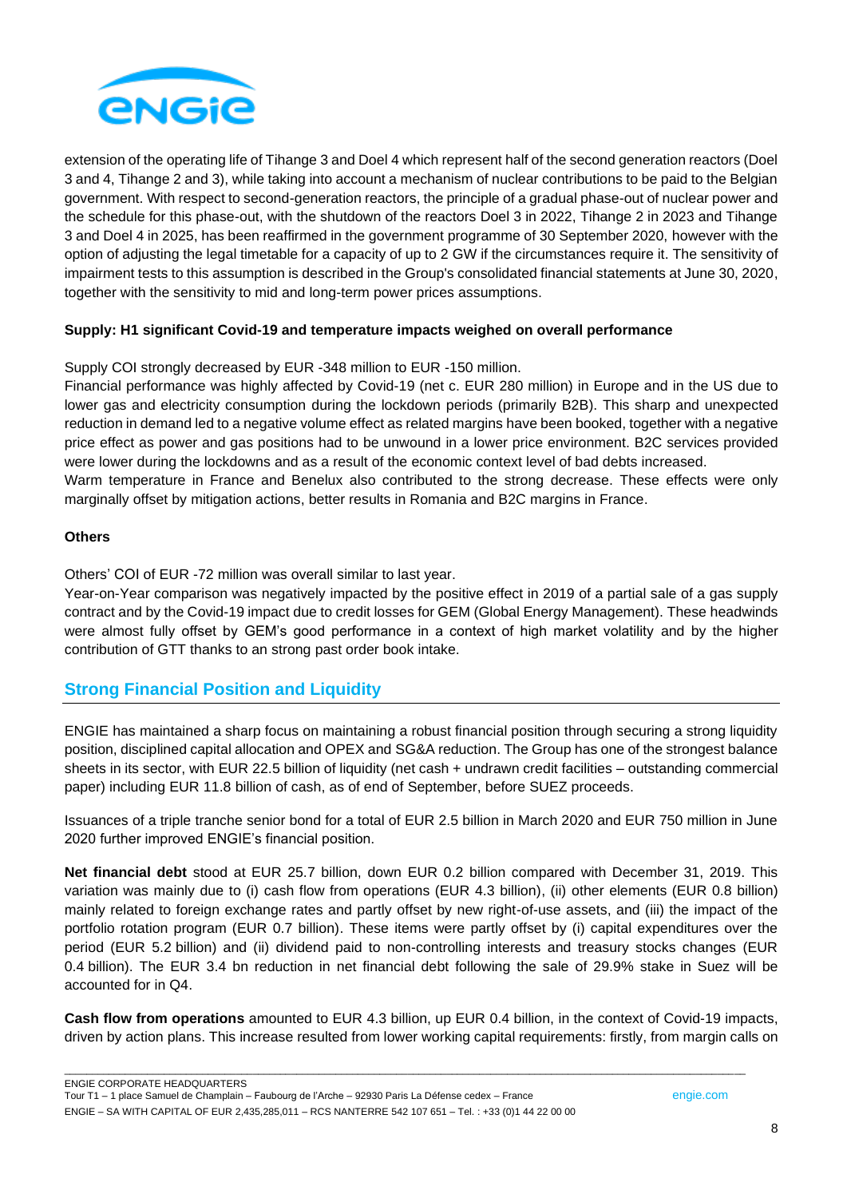extension of the operating life of Tihange 3 and Doel 4 which represent half of the second generation reactors (Doel 3 and 4, Tihange 2 and 3), while taking into account a mechanism of nuclear contributions to be paid to the Belgian government. With respect to second-generation reactors, the principle of a gradual phase-out of nuclear power and the schedule for this phase-out, with the shutdown of the reactors Doel 3 in 2022, Tihange 2 in 2023 and Tihange 3 and Doel 4 in 2025, has been reaffirmed in the government programme of 30 September 2020, however with the option of adjusting the legal timetable for a capacity of up to 2 GW if the circumstances require it. The sensitivity of impairment tests to this assumption is described in the Group's consolidated financial statements at June 30, 2020, together with the sensitivity to mid and long-term power prices assumptions.

**Supply: H1 significant Covid-19 and temperature impacts weighed on overall performance**

Supply COI strongly decreased by EUR -348 million to EUR -150 million.
Financial performance was highly affected by Covid-19 (net c. EUR 280 million) in Europe and in the US due to lower gas and electricity consumption during the lockdown periods (primarily B2B). This sharp and unexpected reduction in demand led to a negative volume effect as related margins have been booked, together with a negative price effect as power and gas positions had to be unwound in a lower price environment. B2C services provided were lower during the lockdowns and as a result of the economic context level of bad debts increased.
Warm temperature in France and Benelux also contributed to the strong decrease. These effects were only marginally offset by mitigation actions, better results in Romania and B2C margins in France.

**Others**

Others' COI of EUR -72 million was overall similar to last year.
Year-on-Year comparison was negatively impacted by the positive effect in 2019 of a partial sale of a gas supply contract and by the Covid-19 impact due to credit losses for GEM (Global Energy Management). These headwinds were almost fully offset by GEM's good performance in a context of high market volatility and by the higher contribution of GTT thanks to an strong past order book intake.

## Strong Financial Position and Liquidity

ENGIE has maintained a sharp focus on maintaining a robust financial position through securing a strong liquidity position, disciplined capital allocation and OPEX and SG&A reduction. The Group has one of the strongest balance sheets in its sector, with EUR 22.5 billion of liquidity (net cash + undrawn credit facilities – outstanding commercial paper) including EUR 11.8 billion of cash, as of end of September, before SUEZ proceeds.

Issuances of a triple tranche senior bond for a total of EUR 2.5 billion in March 2020 and EUR 750 million in June 2020 further improved ENGIE's financial position.

**Net financial debt** stood at EUR 25.7 billion, down EUR 0.2 billion compared with December 31, 2019. This variation was mainly due to (i) cash flow from operations (EUR 4.3 billion), (ii) other elements (EUR 0.8 billion) mainly related to foreign exchange rates and partly offset by new right-of-use assets, and (iii) the impact of the portfolio rotation program (EUR 0.7 billion). These items were partly offset by (i) capital expenditures over the period (EUR 5.2 billion) and (ii) dividend paid to non-controlling interests and treasury stocks changes (EUR 0.4 billion). The EUR 3.4 bn reduction in net financial debt following the sale of 29.9% stake in Suez will be accounted for in Q4.

**Cash flow from operations** amounted to EUR 4.3 billion, up EUR 0.4 billion, in the context of Covid-19 impacts, driven by action plans. This increase resulted from lower working capital requirements: firstly, from margin calls on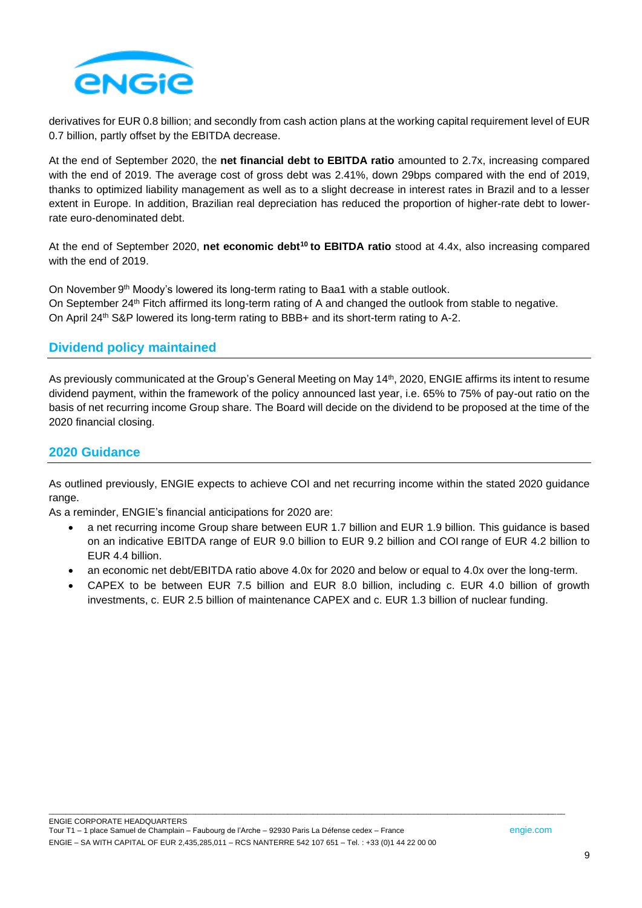derivatives for EUR 0.8 billion; and secondly from cash action plans at the working capital requirement level of EUR 0.7 billion, partly offset by the EBITDA decrease.

At the end of September 2020, the **net financial debt to EBITDA ratio** amounted to 2.7x, increasing compared with the end of 2019. The average cost of gross debt was 2.41%, down 29bps compared with the end of 2019, thanks to optimized liability management as well as to a slight decrease in interest rates in Brazil and to a lesser extent in Europe. In addition, Brazilian real depreciation has reduced the proportion of higher-rate debt to lower-rate euro-denominated debt.

At the end of September 2020, **net economic debt[10] to EBITDA ratio** stood at 4.4x, also increasing compared with the end of 2019.

On November 9th Moody's lowered its long-term rating to Baa1 with a stable outlook.
On September 24th Fitch affirmed its long-term rating of A and changed the outlook from stable to negative.
On April 24th S&P lowered its long-term rating to BBB+ and its short-term rating to A-2.

## Dividend policy maintained

As previously communicated at the Group's General Meeting on May 14th, 2020, ENGIE affirms its intent to resume dividend payment, within the framework of the policy announced last year, i.e. 65% to 75% of pay-out ratio on the basis of net recurring income Group share. The Board will decide on the dividend to be proposed at the time of the 2020 financial closing.

## 2020 Guidance

As outlined previously, ENGIE expects to achieve COI and net recurring income within the stated 2020 guidance range.
As a reminder, ENGIE's financial anticipations for 2020 are:

- a net recurring income Group share between EUR 1.7 billion and EUR 1.9 billion. This guidance is based on an indicative EBITDA range of EUR 9.0 billion to EUR 9.2 billion and COI range of EUR 4.2 billion to EUR 4.4 billion.
- an economic net debt/EBITDA ratio above 4.0x for 2020 and below or equal to 4.0x over the long-term.
- CAPEX to be between EUR 7.5 billion and EUR 8.0 billion, including c. EUR 4.0 billion of growth investments, c. EUR 2.5 billion of maintenance CAPEX and c. EUR 1.3 billion of nuclear funding.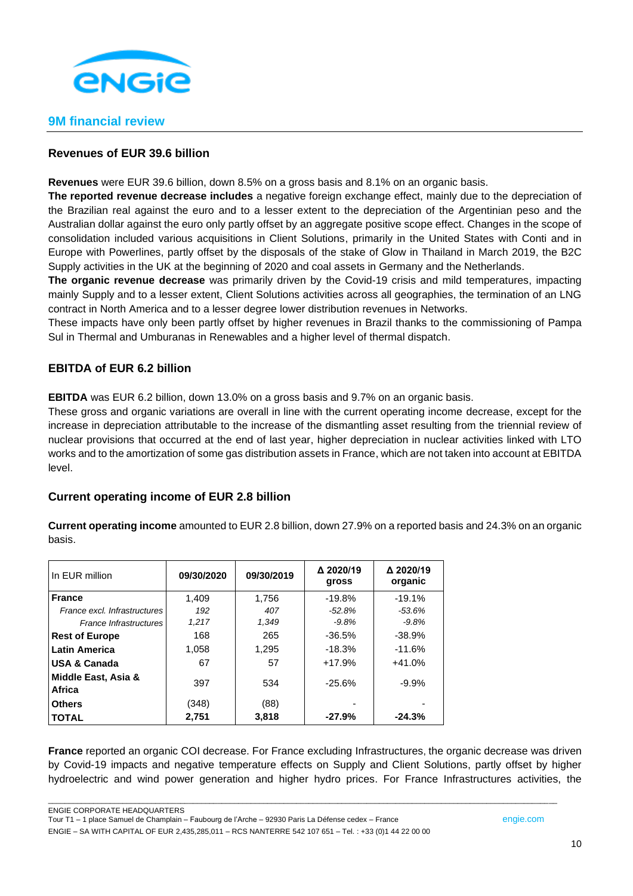## 9M financial review

### Revenues of EUR 39.6 billion

**Revenues** were EUR 39.6 billion, down 8.5% on a gross basis and 8.1% on an organic basis.
**The reported revenue decrease includes** a negative foreign exchange effect, mainly due to the depreciation of the Brazilian real against the euro and to a lesser extent to the depreciation of the Argentinian peso and the Australian dollar against the euro only partly offset by an aggregate positive scope effect. Changes in the scope of consolidation included various acquisitions in Client Solutions, primarily in the United States with Conti and in Europe with Powerlines, partly offset by the disposals of the stake of Glow in Thailand in March 2019, the B2C Supply activities in the UK at the beginning of 2020 and coal assets in Germany and the Netherlands.
**The organic revenue decrease** was primarily driven by the Covid-19 crisis and mild temperatures, impacting mainly Supply and to a lesser extent, Client Solutions activities across all geographies, the termination of an LNG contract in North America and to a lesser degree lower distribution revenues in Networks.
These impacts have only been partly offset by higher revenues in Brazil thanks to the commissioning of Pampa Sul in Thermal and Umburanas in Renewables and a higher level of thermal dispatch.

### EBITDA of EUR 6.2 billion

**EBITDA** was EUR 6.2 billion, down 13.0% on a gross basis and 9.7% on an organic basis.
These gross and organic variations are overall in line with the current operating income decrease, except for the increase in depreciation attributable to the increase of the dismantling asset resulting from the triennial review of nuclear provisions that occurred at the end of last year, higher depreciation in nuclear activities linked with LTO works and to the amortization of some gas distribution assets in France, which are not taken into account at EBITDA level.

### Current operating income of EUR 2.8 billion

**Current operating income** amounted to EUR 2.8 billion, down 27.9% on a reported basis and 24.3% on an organic basis.

| In EUR million | 09/30/2020 | 09/30/2019 | Δ 2020/19 gross | Δ 2020/19 organic |
|---|---|---|---|---|
| **France** | 1,409 | 1,756 | -19.8% | -19.1% |
| *France excl. Infrastructures* | *192* | *407* | *-52.8%* | *-53.6%* |
| *France Infrastructures* | *1,217* | *1,349* | *-9.8%* | *-9.8%* |
| **Rest of Europe** | 168 | 265 | -36.5% | -38.9% |
| **Latin America** | 1,058 | 1,295 | -18.3% | -11.6% |
| **USA & Canada** | 67 | 57 | +17.9% | +41.0% |
| **Middle East, Asia & Africa** | 397 | 534 | -25.6% | -9.9% |
| **Others** | (348) | (88) | - | - |
| **TOTAL** | **2,751** | **3,818** | **-27.9%** | **-24.3%** |

**France** reported an organic COI decrease. For France excluding Infrastructures, the organic decrease was driven by Covid-19 impacts and negative temperature effects on Supply and Client Solutions, partly offset by higher hydroelectric and wind power generation and higher hydro prices. For France Infrastructures activities, the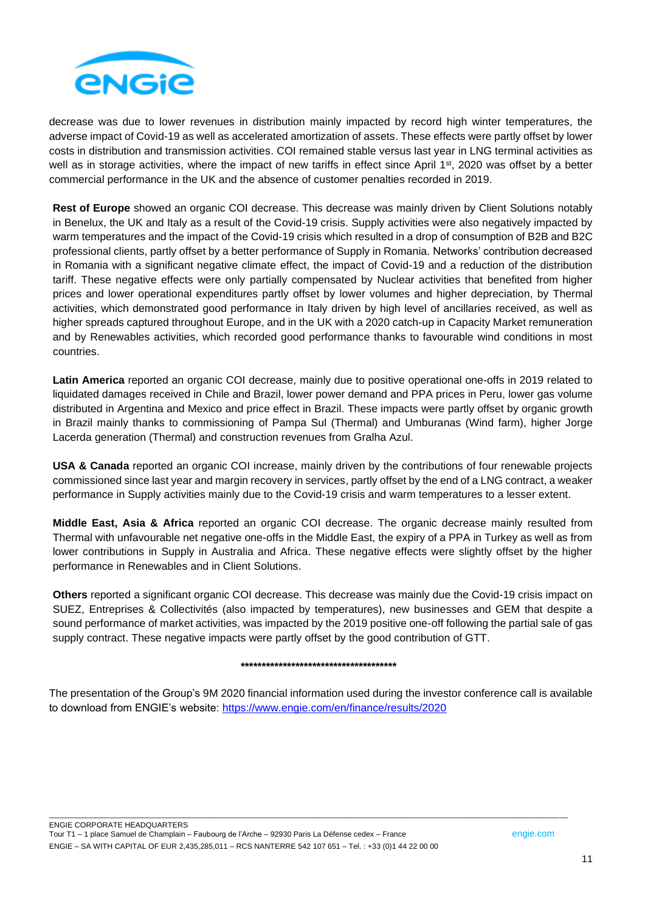decrease was due to lower revenues in distribution mainly impacted by record high winter temperatures, the adverse impact of Covid-19 as well as accelerated amortization of assets. These effects were partly offset by lower costs in distribution and transmission activities. COI remained stable versus last year in LNG terminal activities as well as in storage activities, where the impact of new tariffs in effect since April 1st, 2020 was offset by a better commercial performance in the UK and the absence of customer penalties recorded in 2019.

**Rest of Europe** showed an organic COI decrease. This decrease was mainly driven by Client Solutions notably in Benelux, the UK and Italy as a result of the Covid-19 crisis. Supply activities were also negatively impacted by warm temperatures and the impact of the Covid-19 crisis which resulted in a drop of consumption of B2B and B2C professional clients, partly offset by a better performance of Supply in Romania. Networks' contribution decreased in Romania with a significant negative climate effect, the impact of Covid-19 and a reduction of the distribution tariff. These negative effects were only partially compensated by Nuclear activities that benefited from higher prices and lower operational expenditures partly offset by lower volumes and higher depreciation, by Thermal activities, which demonstrated good performance in Italy driven by high level of ancillaries received, as well as higher spreads captured throughout Europe, and in the UK with a 2020 catch-up in Capacity Market remuneration and by Renewables activities, which recorded good performance thanks to favourable wind conditions in most countries.

**Latin America** reported an organic COI decrease, mainly due to positive operational one-offs in 2019 related to liquidated damages received in Chile and Brazil, lower power demand and PPA prices in Peru, lower gas volume distributed in Argentina and Mexico and price effect in Brazil. These impacts were partly offset by organic growth in Brazil mainly thanks to commissioning of Pampa Sul (Thermal) and Umburanas (Wind farm), higher Jorge Lacerda generation (Thermal) and construction revenues from Gralha Azul.

**USA & Canada** reported an organic COI increase, mainly driven by the contributions of four renewable projects commissioned since last year and margin recovery in services, partly offset by the end of a LNG contract, a weaker performance in Supply activities mainly due to the Covid-19 crisis and warm temperatures to a lesser extent.

**Middle East, Asia & Africa** reported an organic COI decrease. The organic decrease mainly resulted from Thermal with unfavourable net negative one-offs in the Middle East, the expiry of a PPA in Turkey as well as from lower contributions in Supply in Australia and Africa. These negative effects were slightly offset by the higher performance in Renewables and in Client Solutions.

**Others** reported a significant organic COI decrease. This decrease was mainly due the Covid-19 crisis impact on SUEZ, Entreprises & Collectivités (also impacted by temperatures), new businesses and GEM that despite a sound performance of market activities, was impacted by the 2019 positive one-off following the partial sale of gas supply contract. These negative impacts were partly offset by the good contribution of GTT.

**************************************

The presentation of the Group's 9M 2020 financial information used during the investor conference call is available to download from ENGIE's website: https://www.engie.com/en/finance/results/2020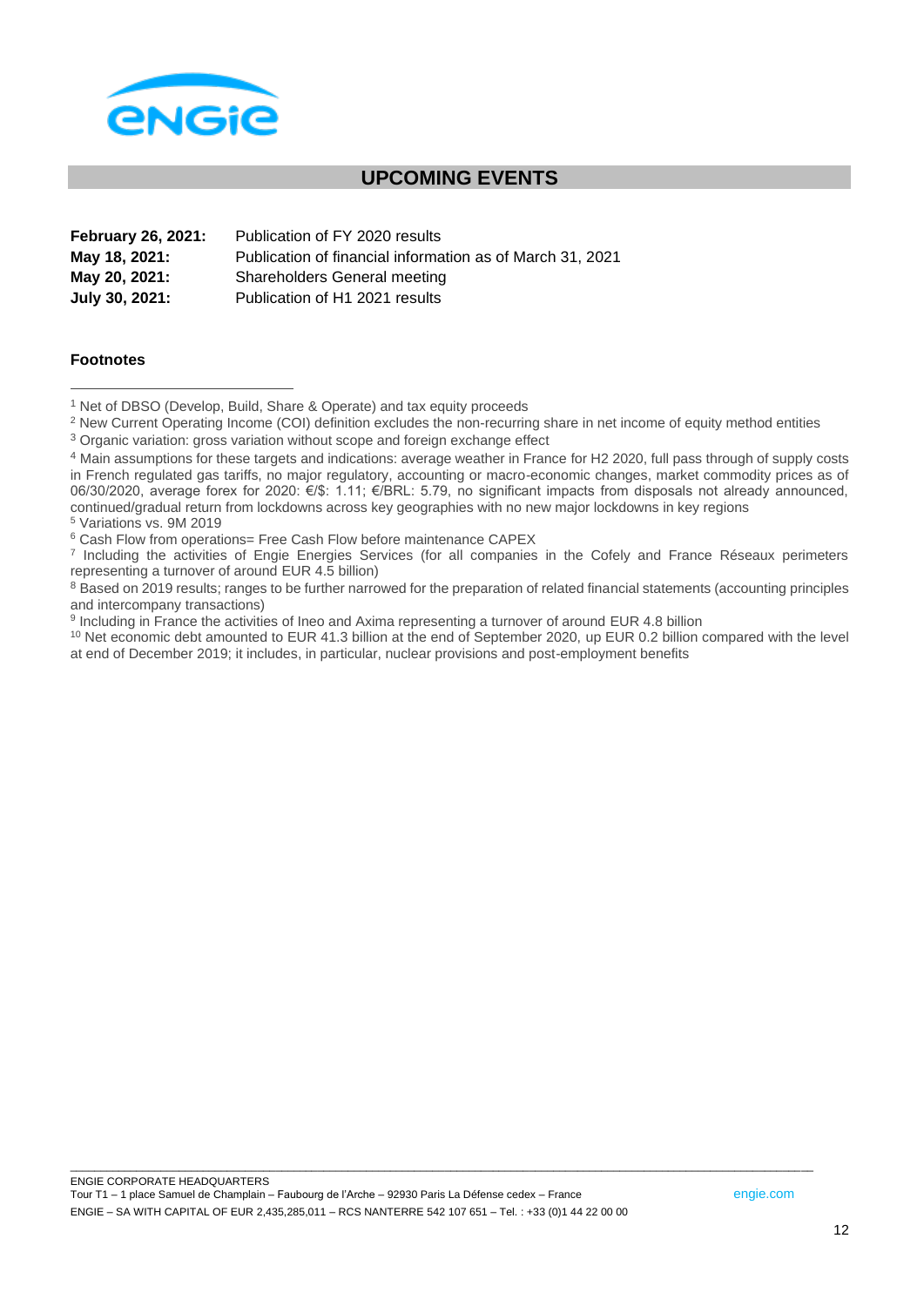## UPCOMING EVENTS

| | |
|---|---|
| **February 26, 2021:** | Publication of FY 2020 results |
| **May 18, 2021:** | Publication of financial information as of March 31, 2021 |
| **May 20, 2021:** | Shareholders General meeting |
| **July 30, 2021:** | Publication of H1 2021 results |

**Footnotes**

[1] Net of DBSO (Develop, Build, Share & Operate) and tax equity proceeds

[2] New Current Operating Income (COI) definition excludes the non-recurring share in net income of equity method entities

[3] Organic variation: gross variation without scope and foreign exchange effect

[4] Main assumptions for these targets and indications: average weather in France for H2 2020, full pass through of supply costs in French regulated gas tariffs, no major regulatory, accounting or macro-economic changes, market commodity prices as of 06/30/2020, average forex for 2020: €/$: 1.11; €/BRL: 5.79, no significant impacts from disposals not already announced, continued/gradual return from lockdowns across key geographies with no new major lockdowns in key regions

[5] Variations vs. 9M 2019

[6] Cash Flow from operations= Free Cash Flow before maintenance CAPEX

[7] Including the activities of Engie Energies Services (for all companies in the Cofely and France Réseaux perimeters representing a turnover of around EUR 4.5 billion)

[8] Based on 2019 results; ranges to be further narrowed for the preparation of related financial statements (accounting principles and intercompany transactions)

[9] Including in France the activities of Ineo and Axima representing a turnover of around EUR 4.8 billion

[10] Net economic debt amounted to EUR 41.3 billion at the end of September 2020, up EUR 0.2 billion compared with the level at end of December 2019; it includes, in particular, nuclear provisions and post-employment benefits

ENGIE CORPORATE HEADQUARTERS
Tour T1 – 1 place Samuel de Champlain – Faubourg de l'Arche – 92930 Paris La Défense cedex – France engie.com
ENGIE – SA WITH CAPITAL OF EUR 2,435,285,011 – RCS NANTERRE 542 107 651 – Tel. : +33 (0)1 44 22 00 00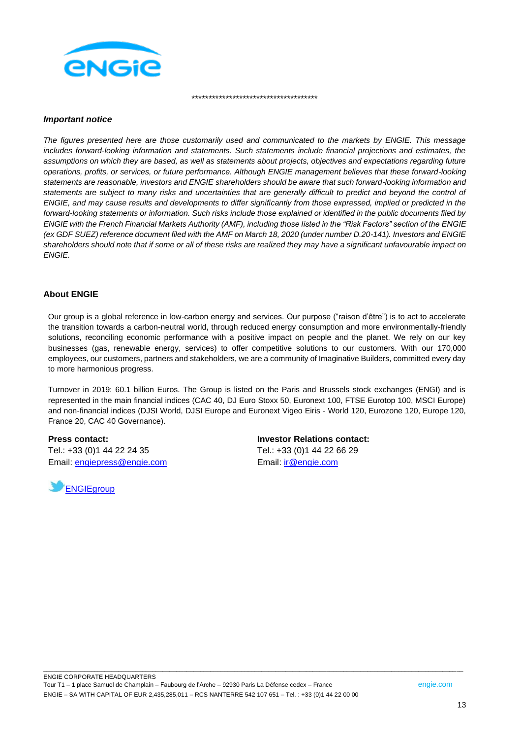***************************************

***Important notice***

*The figures presented here are those customarily used and communicated to the markets by ENGIE. This message includes forward-looking information and statements. Such statements include financial projections and estimates, the assumptions on which they are based, as well as statements about projects, objectives and expectations regarding future operations, profits, or services, or future performance. Although ENGIE management believes that these forward-looking statements are reasonable, investors and ENGIE shareholders should be aware that such forward-looking information and statements are subject to many risks and uncertainties that are generally difficult to predict and beyond the control of ENGIE, and may cause results and developments to differ significantly from those expressed, implied or predicted in the forward-looking statements or information. Such risks include those explained or identified in the public documents filed by ENGIE with the French Financial Markets Authority (AMF), including those listed in the "Risk Factors" section of the ENGIE (ex GDF SUEZ) reference document filed with the AMF on March 18, 2020 (under number D.20-141). Investors and ENGIE shareholders should note that if some or all of these risks are realized they may have a significant unfavourable impact on ENGIE.*

**About ENGIE**

Our group is a global reference in low-carbon energy and services. Our purpose ("raison d'être") is to act to accelerate the transition towards a carbon-neutral world, through reduced energy consumption and more environmentally-friendly solutions, reconciling economic performance with a positive impact on people and the planet. We rely on our key businesses (gas, renewable energy, services) to offer competitive solutions to our customers. With our 170,000 employees, our customers, partners and stakeholders, we are a community of Imaginative Builders, committed every day to more harmonious progress.

Turnover in 2019: 60.1 billion Euros. The Group is listed on the Paris and Brussels stock exchanges (ENGI) and is represented in the main financial indices (CAC 40, DJ Euro Stoxx 50, Euronext 100, FTSE Eurotop 100, MSCI Europe) and non-financial indices (DJSI World, DJSI Europe and Euronext Vigeo Eiris - World 120, Eurozone 120, Europe 120, France 20, CAC 40 Governance).

**Press contact:**
Tel.: +33 (0)1 44 22 24 35
Email: engiepress@engie.com

**Investor Relations contact:**
Tel.: +33 (0)1 44 22 66 29
Email: ir@engie.com

ENGIEgroup

ENGIE CORPORATE HEADQUARTERS
Tour T1 – 1 place Samuel de Champlain – Faubourg de l'Arche – 92930 Paris La Défense cedex – France
ENGIE – SA WITH CAPITAL OF EUR 2,435,285,011 – RCS NANTERRE 542 107 651 – Tel. : +33 (0)1 44 22 00 00
engie.com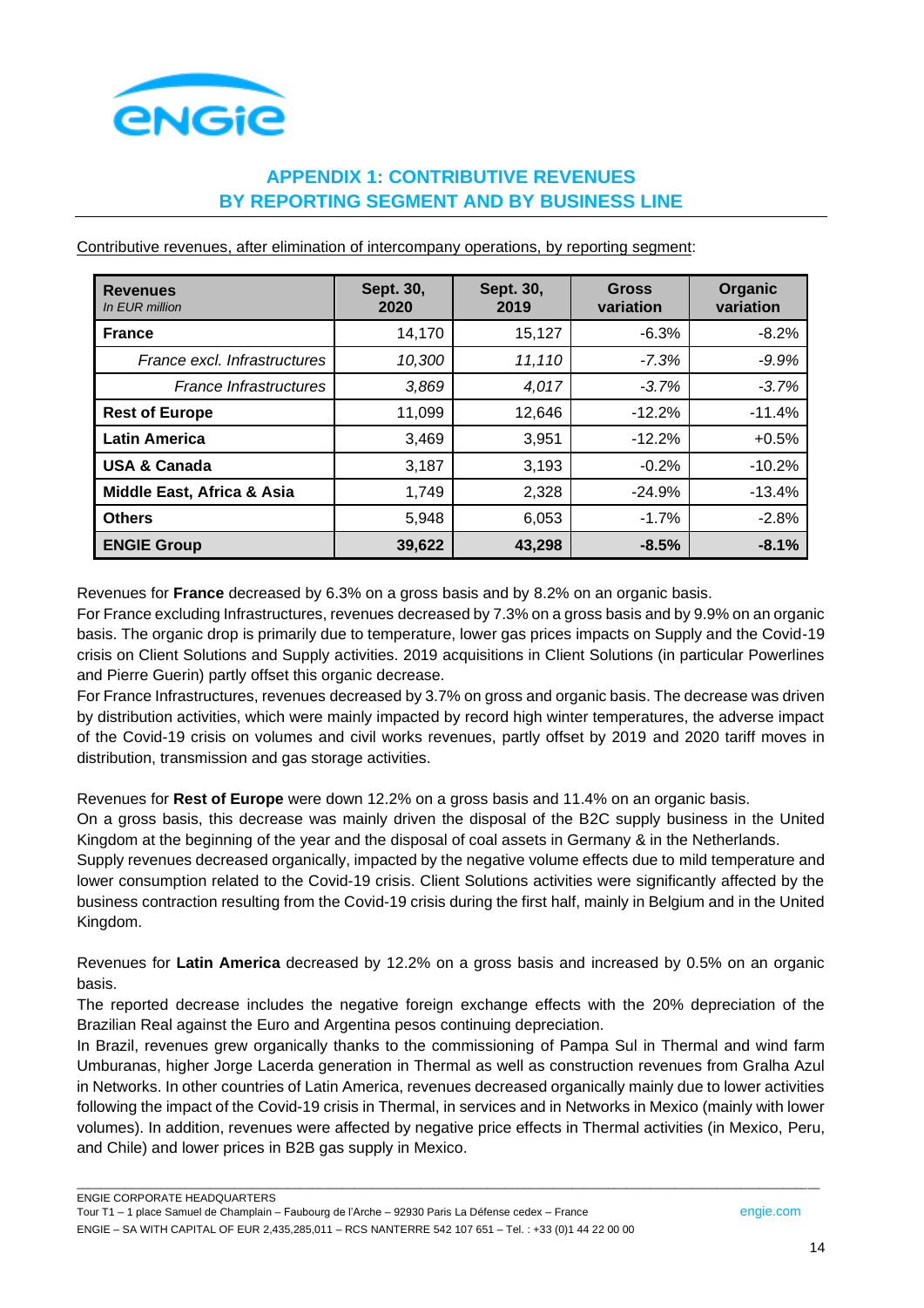## APPENDIX 1: CONTRIBUTIVE REVENUES BY REPORTING SEGMENT AND BY BUSINESS LINE

Contributive revenues, after elimination of intercompany operations, by reporting segment:

| **Revenues** *In EUR million* | **Sept. 30, 2020** | **Sept. 30, 2019** | **Gross variation** | **Organic variation** |
|---|---|---|---|---|
| **France** | 14,170 | 15,127 | -6.3% | -8.2% |
| *France excl. Infrastructures* | *10,300* | *11,110* | *-7.3%* | *-9.9%* |
| *France Infrastructures* | *3,869* | *4,017* | *-3.7%* | *-3.7%* |
| **Rest of Europe** | 11,099 | 12,646 | -12.2% | -11.4% |
| **Latin America** | 3,469 | 3,951 | -12.2% | +0.5% |
| **USA & Canada** | 3,187 | 3,193 | -0.2% | -10.2% |
| **Middle East, Africa & Asia** | 1,749 | 2,328 | -24.9% | -13.4% |
| **Others** | 5,948 | 6,053 | -1.7% | -2.8% |
| **ENGIE Group** | **39,622** | **43,298** | **-8.5%** | **-8.1%** |

Revenues for **France** decreased by 6.3% on a gross basis and by 8.2% on an organic basis.
For France excluding Infrastructures, revenues decreased by 7.3% on a gross basis and by 9.9% on an organic basis. The organic drop is primarily due to temperature, lower gas prices impacts on Supply and the Covid-19 crisis on Client Solutions and Supply activities. 2019 acquisitions in Client Solutions (in particular Powerlines and Pierre Guerin) partly offset this organic decrease.
For France Infrastructures, revenues decreased by 3.7% on gross and organic basis. The decrease was driven by distribution activities, which were mainly impacted by record high winter temperatures, the adverse impact of the Covid-19 crisis on volumes and civil works revenues, partly offset by 2019 and 2020 tariff moves in distribution, transmission and gas storage activities.

Revenues for **Rest of Europe** were down 12.2% on a gross basis and 11.4% on an organic basis.
On a gross basis, this decrease was mainly driven the disposal of the B2C supply business in the United Kingdom at the beginning of the year and the disposal of coal assets in Germany & in the Netherlands.
Supply revenues decreased organically, impacted by the negative volume effects due to mild temperature and lower consumption related to the Covid-19 crisis. Client Solutions activities were significantly affected by the business contraction resulting from the Covid-19 crisis during the first half, mainly in Belgium and in the United Kingdom.

Revenues for **Latin America** decreased by 12.2% on a gross basis and increased by 0.5% on an organic basis.
The reported decrease includes the negative foreign exchange effects with the 20% depreciation of the Brazilian Real against the Euro and Argentina pesos continuing depreciation.
In Brazil, revenues grew organically thanks to the commissioning of Pampa Sul in Thermal and wind farm Umburanas, higher Jorge Lacerda generation in Thermal as well as construction revenues from Gralha Azul in Networks. In other countries of Latin America, revenues decreased organically mainly due to lower activities following the impact of the Covid-19 crisis in Thermal, in services and in Networks in Mexico (mainly with lower volumes). In addition, revenues were affected by negative price effects in Thermal activities (in Mexico, Peru, and Chile) and lower prices in B2B gas supply in Mexico.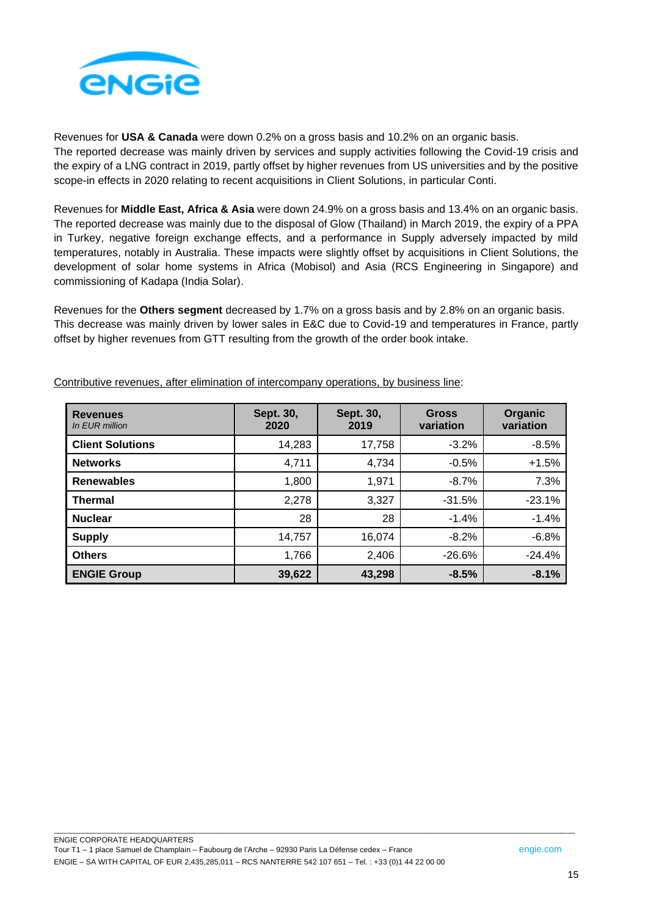Revenues for **USA & Canada** were down 0.2% on a gross basis and 10.2% on an organic basis.
The reported decrease was mainly driven by services and supply activities following the Covid-19 crisis and the expiry of a LNG contract in 2019, partly offset by higher revenues from US universities and by the positive scope-in effects in 2020 relating to recent acquisitions in Client Solutions, in particular Conti.

Revenues for **Middle East, Africa & Asia** were down 24.9% on a gross basis and 13.4% on an organic basis. The reported decrease was mainly due to the disposal of Glow (Thailand) in March 2019, the expiry of a PPA in Turkey, negative foreign exchange effects, and a performance in Supply adversely impacted by mild temperatures, notably in Australia. These impacts were slightly offset by acquisitions in Client Solutions, the development of solar home systems in Africa (Mobisol) and Asia (RCS Engineering in Singapore) and commissioning of Kadapa (India Solar).

Revenues for the **Others segment** decreased by 1.7% on a gross basis and by 2.8% on an organic basis. This decrease was mainly driven by lower sales in E&C due to Covid-19 and temperatures in France, partly offset by higher revenues from GTT resulting from the growth of the order book intake.

Contributive revenues, after elimination of intercompany operations, by business line:

| **Revenues** *In EUR million* | **Sept. 30, 2020** | **Sept. 30, 2019** | **Gross variation** | **Organic variation** |
|---|---|---|---|---|
| **Client Solutions** | 14,283 | 17,758 | -3.2% | -8.5% |
| **Networks** | 4,711 | 4,734 | -0.5% | +1.5% |
| **Renewables** | 1,800 | 1,971 | -8.7% | 7.3% |
| **Thermal** | 2,278 | 3,327 | -31.5% | -23.1% |
| **Nuclear** | 28 | 28 | -1.4% | -1.4% |
| **Supply** | 14,757 | 16,074 | -8.2% | -6.8% |
| **Others** | 1,766 | 2,406 | -26.6% | -24.4% |
| **ENGIE Group** | **39,622** | **43,298** | **-8.5%** | **-8.1%** |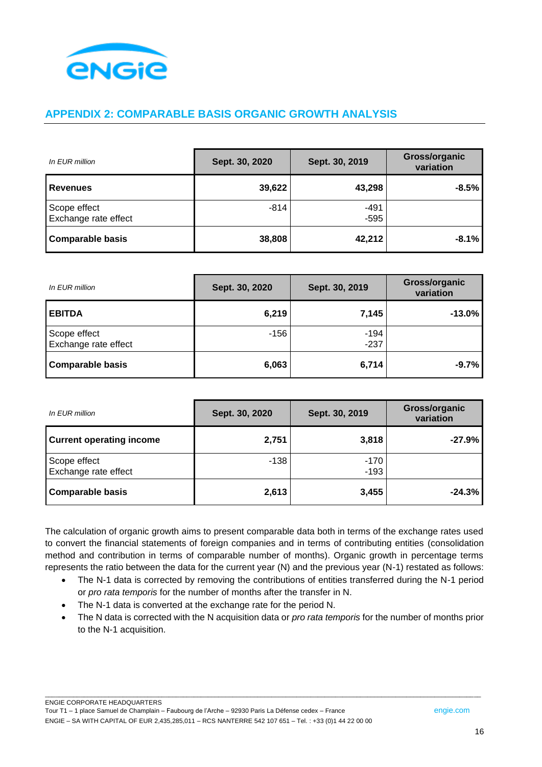## APPENDIX 2: COMPARABLE BASIS ORGANIC GROWTH ANALYSIS

| *In EUR million* | Sept. 30, 2020 | Sept. 30, 2019 | Gross/organic variation |
|---|---|---|---|
| **Revenues** | **39,622** | **43,298** | **-8.5%** |
| Scope effect<br>Exchange rate effect | -814 | -491<br>-595 | |
| **Comparable basis** | **38,808** | **42,212** | **-8.1%** |

| *In EUR million* | Sept. 30, 2020 | Sept. 30, 2019 | Gross/organic variation |
|---|---|---|---|
| **EBITDA** | **6,219** | **7,145** | **-13.0%** |
| Scope effect<br>Exchange rate effect | -156 | -194<br>-237 | |
| **Comparable basis** | **6,063** | **6,714** | **-9.7%** |

| *In EUR million* | Sept. 30, 2020 | Sept. 30, 2019 | Gross/organic variation |
|---|---|---|---|
| **Current operating income** | **2,751** | **3,818** | **-27.9%** |
| Scope effect<br>Exchange rate effect | -138 | -170<br>-193 | |
| **Comparable basis** | **2,613** | **3,455** | **-24.3%** |

The calculation of organic growth aims to present comparable data both in terms of the exchange rates used to convert the financial statements of foreign companies and in terms of contributing entities (consolidation method and contribution in terms of comparable number of months). Organic growth in percentage terms represents the ratio between the data for the current year (N) and the previous year (N-1) restated as follows:

- The N-1 data is corrected by removing the contributions of entities transferred during the N-1 period or *pro rata temporis* for the number of months after the transfer in N.
- The N-1 data is converted at the exchange rate for the period N.
- The N data is corrected with the N acquisition data or *pro rata temporis* for the number of months prior to the N-1 acquisition.

ENGIE CORPORATE HEADQUARTERS
Tour T1 – 1 place Samuel de Champlain – Faubourg de l'Arche – 92930 Paris La Défense cedex – France
ENGIE – SA WITH CAPITAL OF EUR 2,435,285,011 – RCS NANTERRE 542 107 651 – Tel. : +33 (0)1 44 22 00 00
engie.com